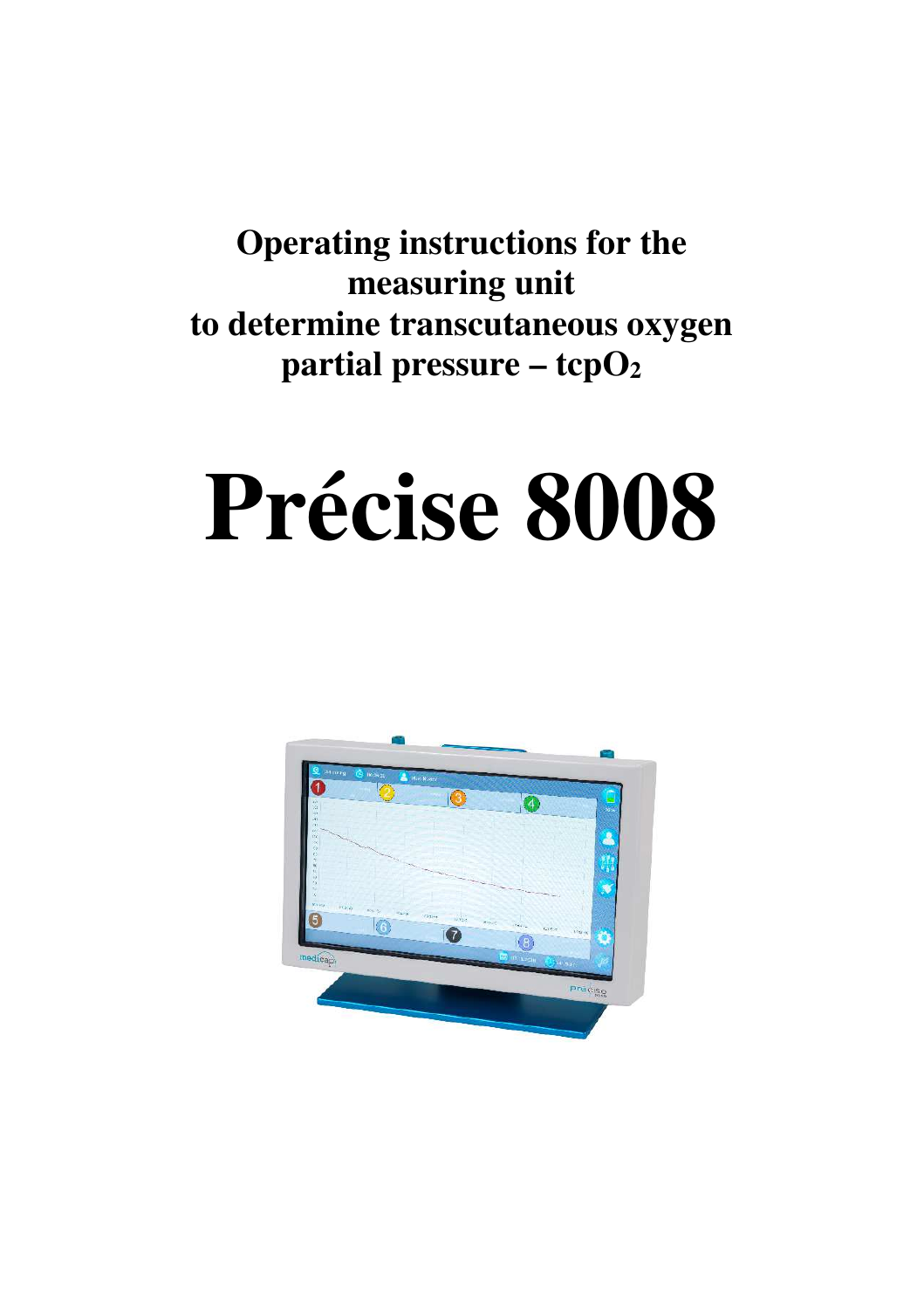# Operating instructions for the measuring unit to determine transcutaneous oxygen partial pressure – $tcpO_2$

# Précise 8008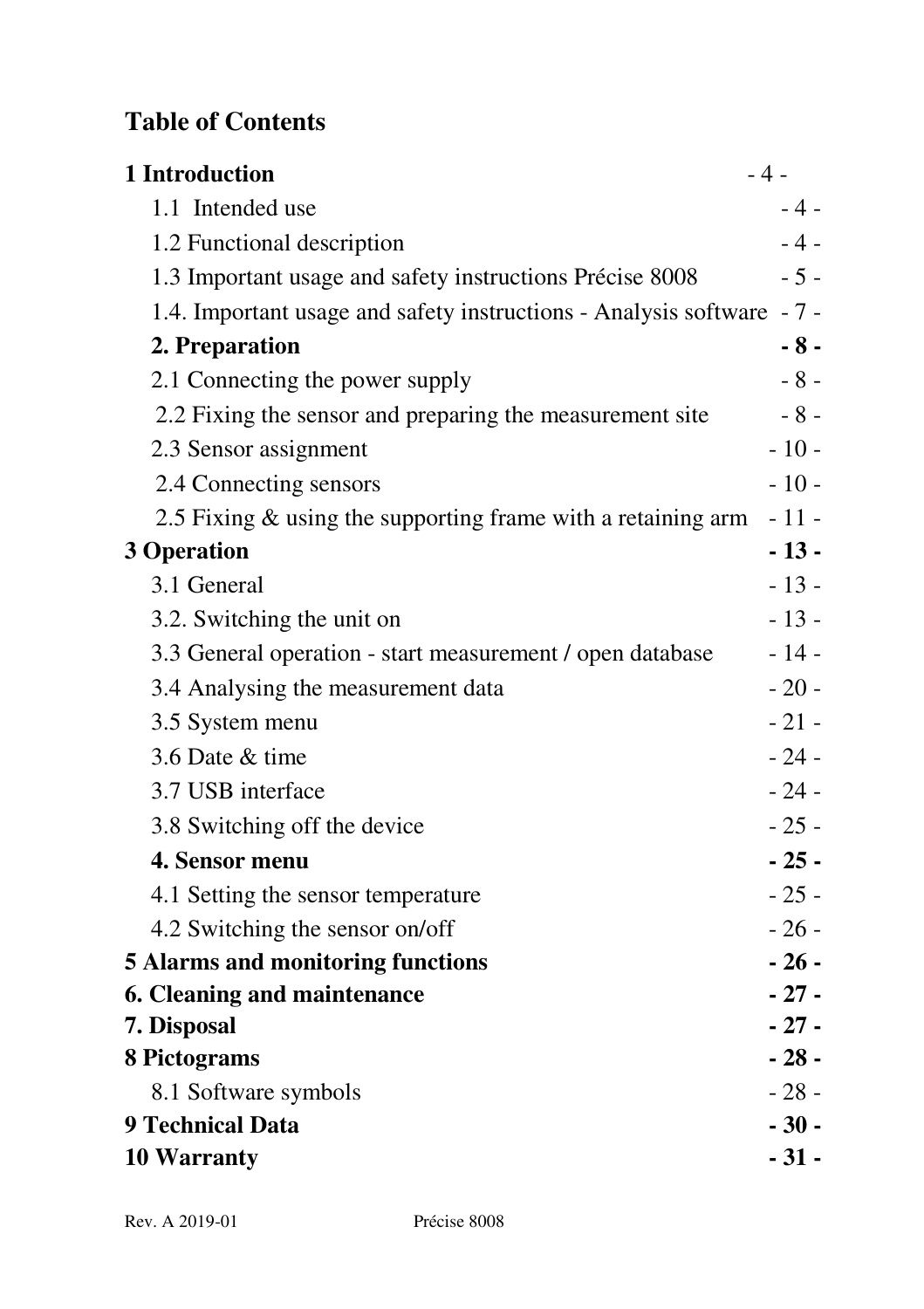## Table of Contents

| | |
|---|---|
| **1 Introduction** | - 4 - |
| 1.1 Intended use | - 4 - |
| 1.2 Functional description | - 4 - |
| 1.3 Important usage and safety instructions Précise 8008 | - 5 - |
| 1.4. Important usage and safety instructions - Analysis software | - 7 - |
| **2. Preparation** | **- 8 -** |
| 2.1 Connecting the power supply | - 8 - |
| 2.2 Fixing the sensor and preparing the measurement site | - 8 - |
| 2.3 Sensor assignment | - 10 - |
| 2.4 Connecting sensors | - 10 - |
| 2.5 Fixing & using the supporting frame with a retaining arm | - 11 - |
| **3 Operation** | **- 13 -** |
| 3.1 General | - 13 - |
| 3.2. Switching the unit on | - 13 - |
| 3.3 General operation - start measurement / open database | - 14 - |
| 3.4 Analysing the measurement data | - 20 - |
| 3.5 System menu | - 21 - |
| 3.6 Date & time | - 24 - |
| 3.7 USB interface | - 24 - |
| 3.8 Switching off the device | - 25 - |
| **4. Sensor menu** | **- 25 -** |
| 4.1 Setting the sensor temperature | - 25 - |
| 4.2 Switching the sensor on/off | - 26 - |
| **5 Alarms and monitoring functions** | **- 26 -** |
| **6. Cleaning and maintenance** | **- 27 -** |
| **7. Disposal** | **- 27 -** |
| **8 Pictograms** | **- 28 -** |
| 8.1 Software symbols | - 28 - |
| **9 Technical Data** | **- 30 -** |
| **10 Warranty** | **- 31 -** |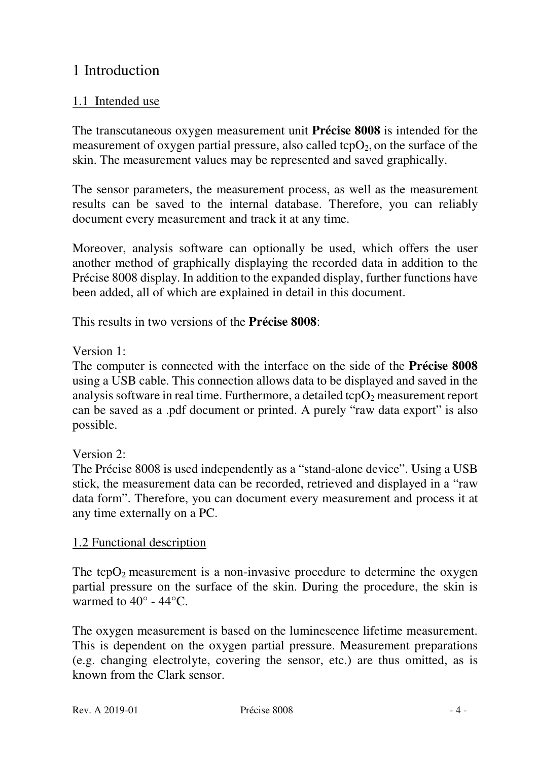# 1 Introduction

## 1.1 Intended use

The transcutaneous oxygen measurement unit **Précise 8008** is intended for the measurement of oxygen partial pressure, also called $tcpO_2$, on the surface of the skin. The measurement values may be represented and saved graphically.

The sensor parameters, the measurement process, as well as the measurement results can be saved to the internal database. Therefore, you can reliably document every measurement and track it at any time.

Moreover, analysis software can optionally be used, which offers the user another method of graphically displaying the recorded data in addition to the Précise 8008 display. In addition to the expanded display, further functions have been added, all of which are explained in detail in this document.

This results in two versions of the **Précise 8008**:

Version 1:
The computer is connected with the interface on the side of the **Précise 8008** using a USB cable. This connection allows data to be displayed and saved in the analysis software in real time. Furthermore, a detailed $tcpO_2$ measurement report can be saved as a .pdf document or printed. A purely "raw data export" is also possible.

Version 2:
The Précise 8008 is used independently as a "stand-alone device". Using a USB stick, the measurement data can be recorded, retrieved and displayed in a "raw data form". Therefore, you can document every measurement and process it at any time externally on a PC.

## 1.2 Functional description

The $tcpO_2$ measurement is a non-invasive procedure to determine the oxygen partial pressure on the surface of the skin. During the procedure, the skin is warmed to 40° - 44°C.

The oxygen measurement is based on the luminescence lifetime measurement. This is dependent on the oxygen partial pressure. Measurement preparations (e.g. changing electrolyte, covering the sensor, etc.) are thus omitted, as is known from the Clark sensor.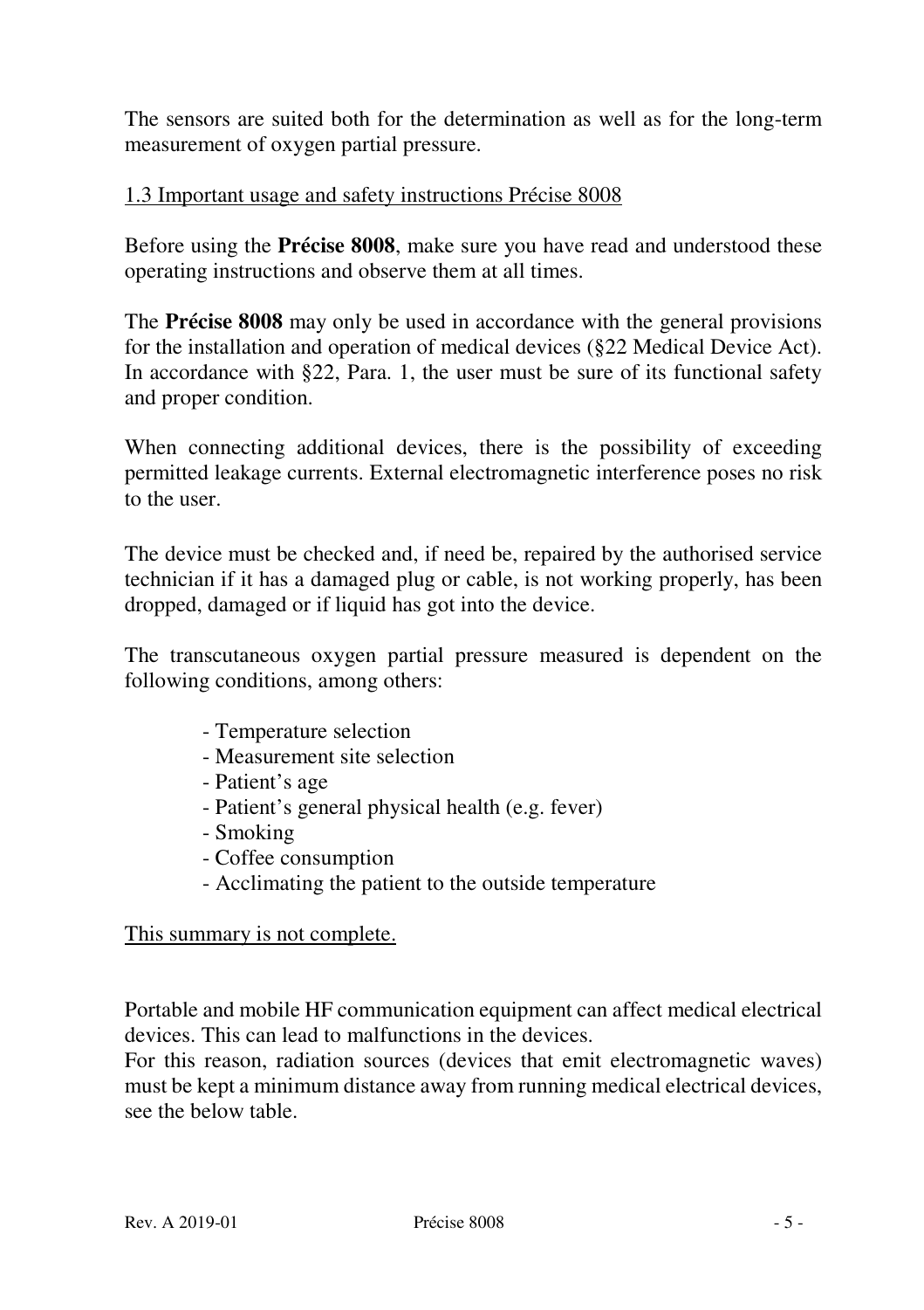The sensors are suited both for the determination as well as for the long-term measurement of oxygen partial pressure.

## 1.3 Important usage and safety instructions Précise 8008

Before using the **Précise 8008**, make sure you have read and understood these operating instructions and observe them at all times.

The **Précise 8008** may only be used in accordance with the general provisions for the installation and operation of medical devices (§22 Medical Device Act). In accordance with §22, Para. 1, the user must be sure of its functional safety and proper condition.

When connecting additional devices, there is the possibility of exceeding permitted leakage currents. External electromagnetic interference poses no risk to the user.

The device must be checked and, if need be, repaired by the authorised service technician if it has a damaged plug or cable, is not working properly, has been dropped, damaged or if liquid has got into the device.

The transcutaneous oxygen partial pressure measured is dependent on the following conditions, among others:

- Temperature selection
- Measurement site selection
- Patient's age
- Patient's general physical health (e.g. fever)
- Smoking
- Coffee consumption
- Acclimating the patient to the outside temperature

<u>This summary is not complete.</u>

Portable and mobile HF communication equipment can affect medical electrical devices. This can lead to malfunctions in the devices.
For this reason, radiation sources (devices that emit electromagnetic waves) must be kept a minimum distance away from running medical electrical devices, see the below table.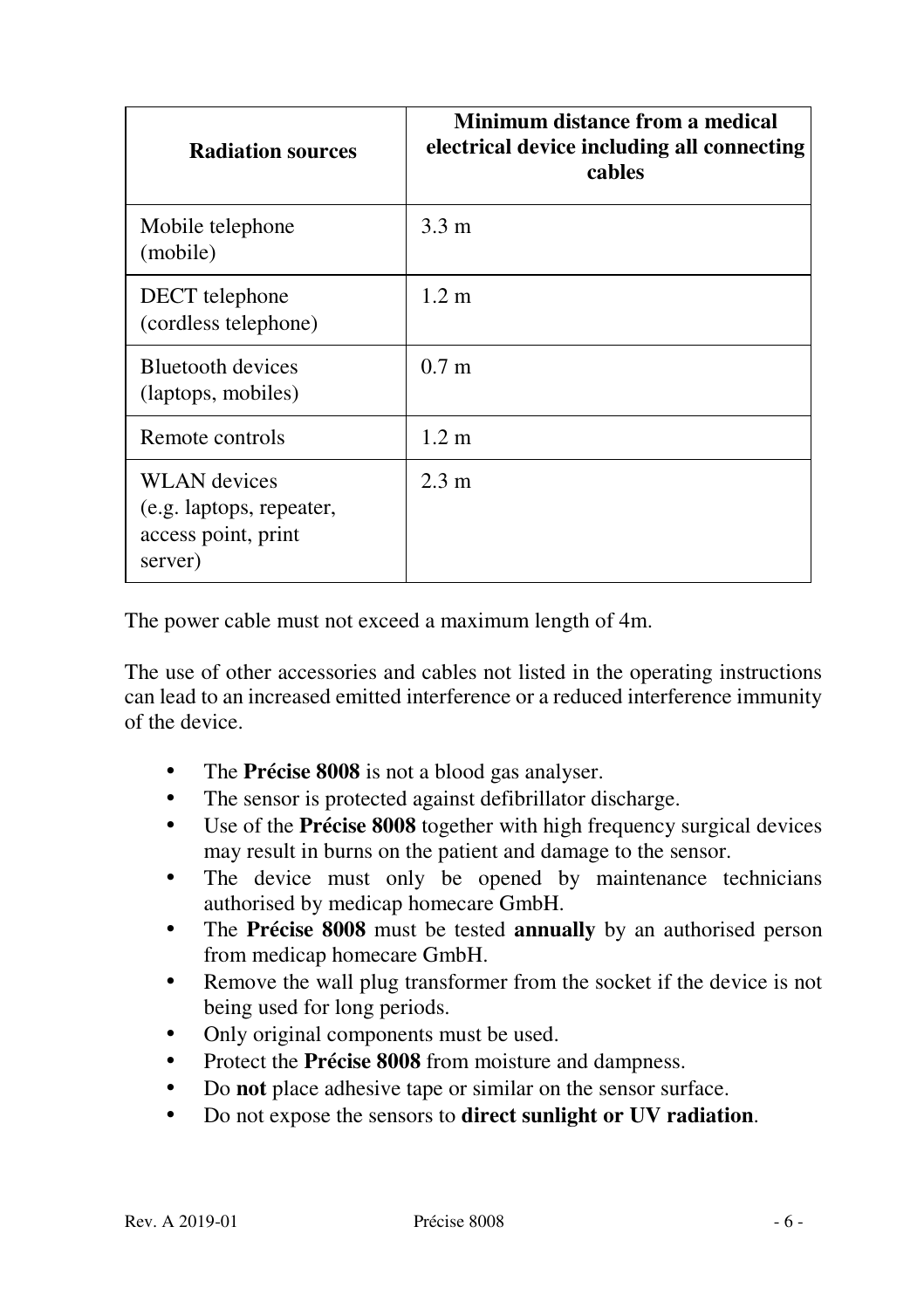| Radiation sources | Minimum distance from a medical electrical device including all connecting cables |
|---|---|
| Mobile telephone (mobile) | 3.3 m |
| DECT telephone (cordless telephone) | 1.2 m |
| Bluetooth devices (laptops, mobiles) | 0.7 m |
| Remote controls | 1.2 m |
| WLAN devices (e.g. laptops, repeater, access point, print server) | 2.3 m |

The power cable must not exceed a maximum length of 4m.

The use of other accessories and cables not listed in the operating instructions can lead to an increased emitted interference or a reduced interference immunity of the device.

- The **Précise 8008** is not a blood gas analyser.
- The sensor is protected against defibrillator discharge.
- Use of the **Précise 8008** together with high frequency surgical devices may result in burns on the patient and damage to the sensor.
- The device must only be opened by maintenance technicians authorised by medicap homecare GmbH.
- The **Précise 8008** must be tested **annually** by an authorised person from medicap homecare GmbH.
- Remove the wall plug transformer from the socket if the device is not being used for long periods.
- Only original components must be used.
- Protect the **Précise 8008** from moisture and dampness.
- Do **not** place adhesive tape or similar on the sensor surface.
- Do not expose the sensors to **direct sunlight or UV radiation**.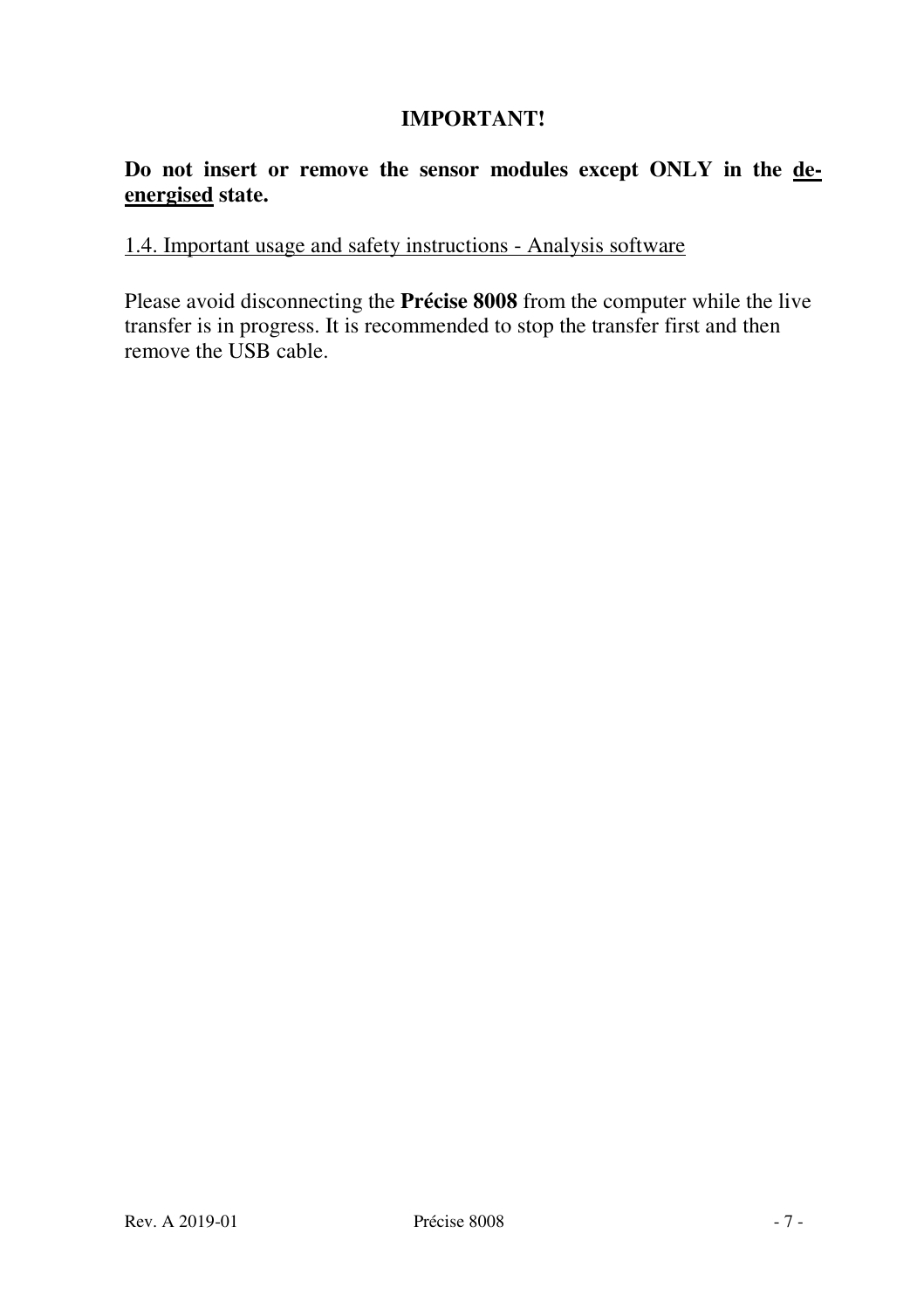**IMPORTANT!**

**Do not insert or remove the sensor modules except ONLY in the de-energised state.**

## 1.4. Important usage and safety instructions - Analysis software

Please avoid disconnecting the **Précise 8008** from the computer while the live transfer is in progress. It is recommended to stop the transfer first and then remove the USB cable.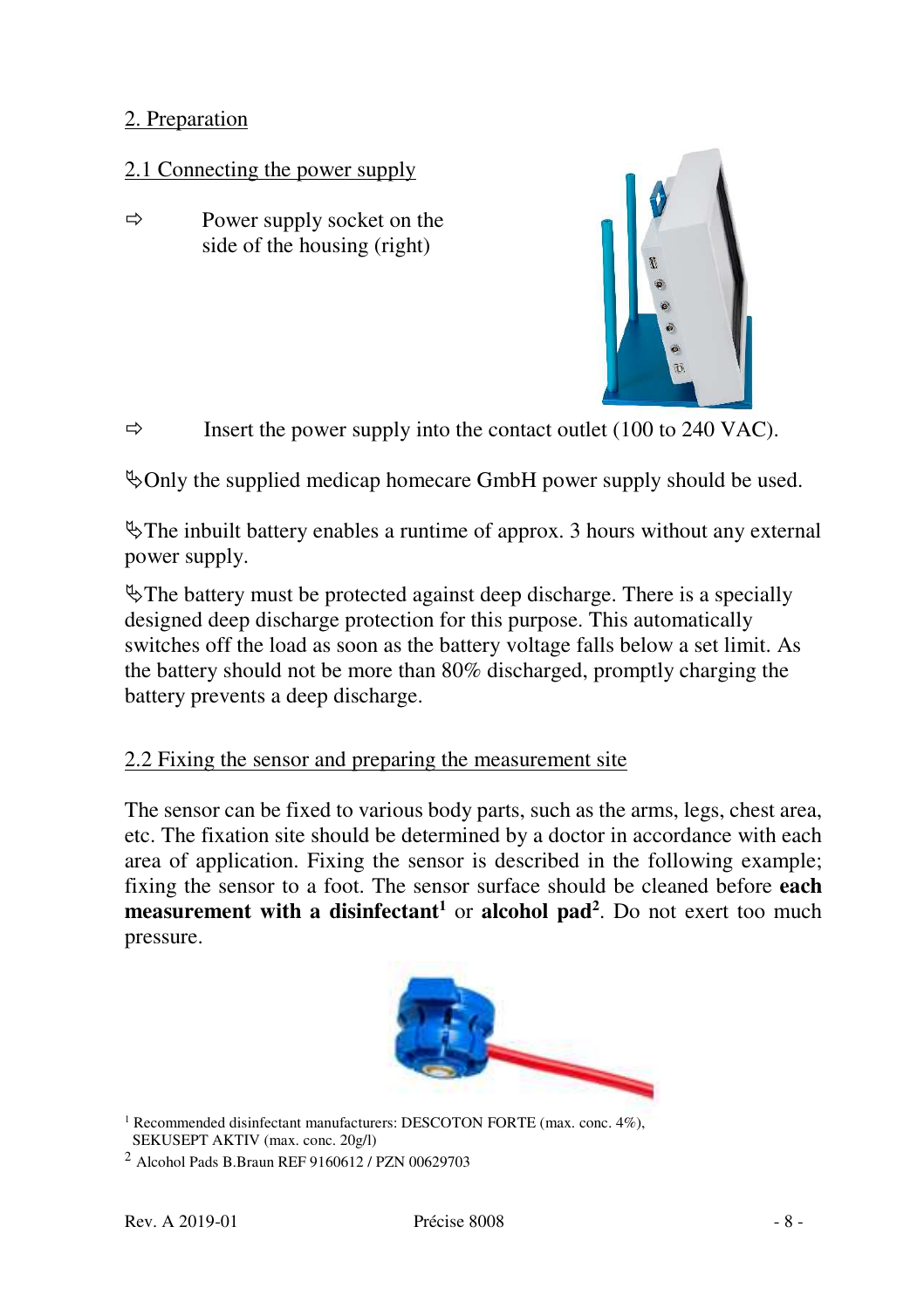## 2. Preparation

### 2.1 Connecting the power supply

⇨ Power supply socket on the side of the housing (right)

⇨ Insert the power supply into the contact outlet (100 to 240 VAC).

✎Only the supplied medicap homecare GmbH power supply should be used.

✎The inbuilt battery enables a runtime of approx. 3 hours without any external power supply.

✎The battery must be protected against deep discharge. There is a specially designed deep discharge protection for this purpose. This automatically switches off the load as soon as the battery voltage falls below a set limit. As the battery should not be more than 80% discharged, promptly charging the battery prevents a deep discharge.

### 2.2 Fixing the sensor and preparing the measurement site

The sensor can be fixed to various body parts, such as the arms, legs, chest area, etc. The fixation site should be determined by a doctor in accordance with each area of application. Fixing the sensor is described in the following example; fixing the sensor to a foot. The sensor surface should be cleaned before **each measurement with a disinfectant**[1] or **alcohol pad**[2]. Do not exert too much pressure.

[1] Recommended disinfectant manufacturers: DESCOTON FORTE (max. conc. 4%), SEKUSEPT AKTIV (max. conc. 20g/l)

[2] Alcohol Pads B.Braun REF 9160612 / PZN 00629703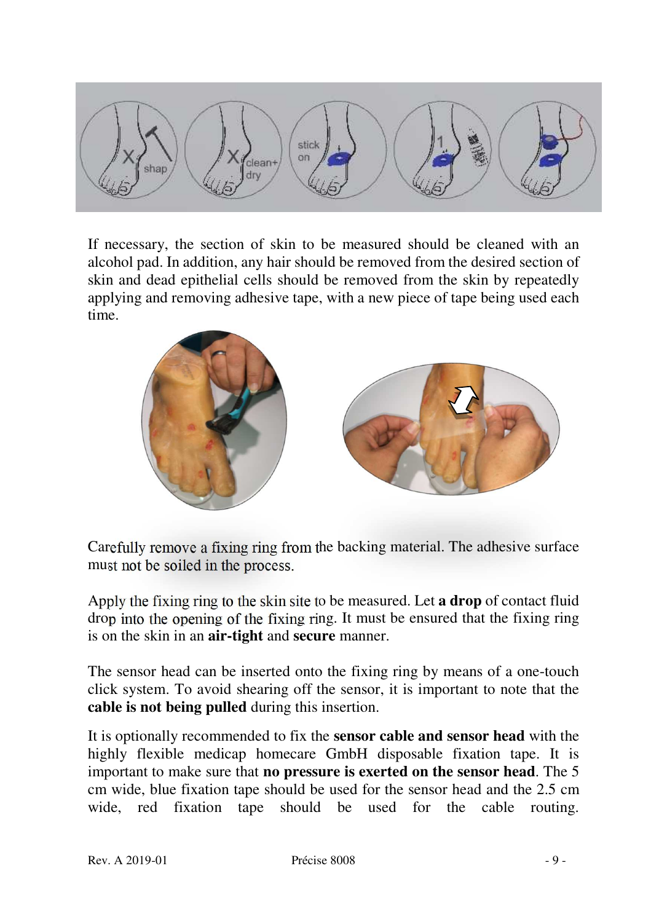If necessary, the section of skin to be measured should be cleaned with an alcohol pad. In addition, any hair should be removed from the desired section of skin and dead epithelial cells should be removed from the skin by repeatedly applying and removing adhesive tape, with a new piece of tape being used each time.

Carefully remove a fixing ring from the backing material. The adhesive surface must not be soiled in the process.

Apply the fixing ring to the skin site to be measured. Let **a drop** of contact fluid drop into the opening of the fixing ring. It must be ensured that the fixing ring is on the skin in an **air-tight** and **secure** manner.

The sensor head can be inserted onto the fixing ring by means of a one-touch click system. To avoid shearing off the sensor, it is important to note that the **cable is not being pulled** during this insertion.

It is optionally recommended to fix the **sensor cable and sensor head** with the highly flexible medicap homecare GmbH disposable fixation tape. It is important to make sure that **no pressure is exerted on the sensor head**. The 5 cm wide, blue fixation tape should be used for the sensor head and the 2.5 cm wide, red fixation tape should be used for the cable routing.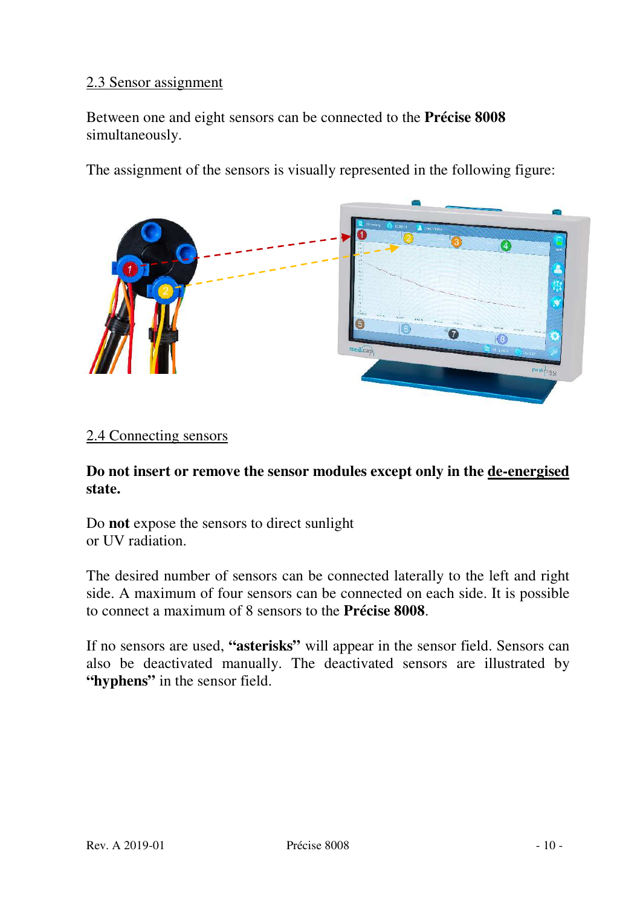## 2.3 Sensor assignment

Between one and eight sensors can be connected to the **Précise 8008** simultaneously.

The assignment of the sensors is visually represented in the following figure:

## 2.4 Connecting sensors

**Do not insert or remove the sensor modules except only in the de-energised state.**

Do **not** expose the sensors to direct sunlight or UV radiation.

The desired number of sensors can be connected laterally to the left and right side. A maximum of four sensors can be connected on each side. It is possible to connect a maximum of 8 sensors to the **Précise 8008**.

If no sensors are used, **"asterisks"** will appear in the sensor field. Sensors can also be deactivated manually. The deactivated sensors are illustrated by **"hyphens"** in the sensor field.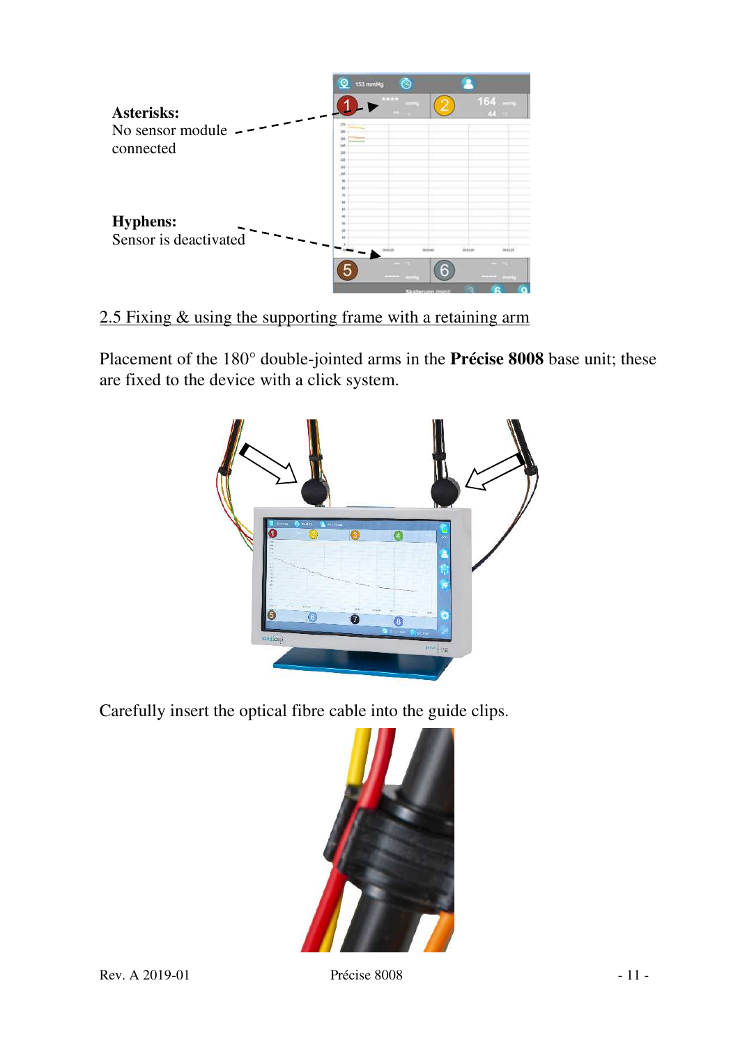**Asterisks:**
No sensor module connected

**Hyphens:**
Sensor is deactivated

## 2.5 Fixing & using the supporting frame with a retaining arm

Placement of the 180° double-jointed arms in the **Précise 8008** base unit; these are fixed to the device with a click system.

Carefully insert the optical fibre cable into the guide clips.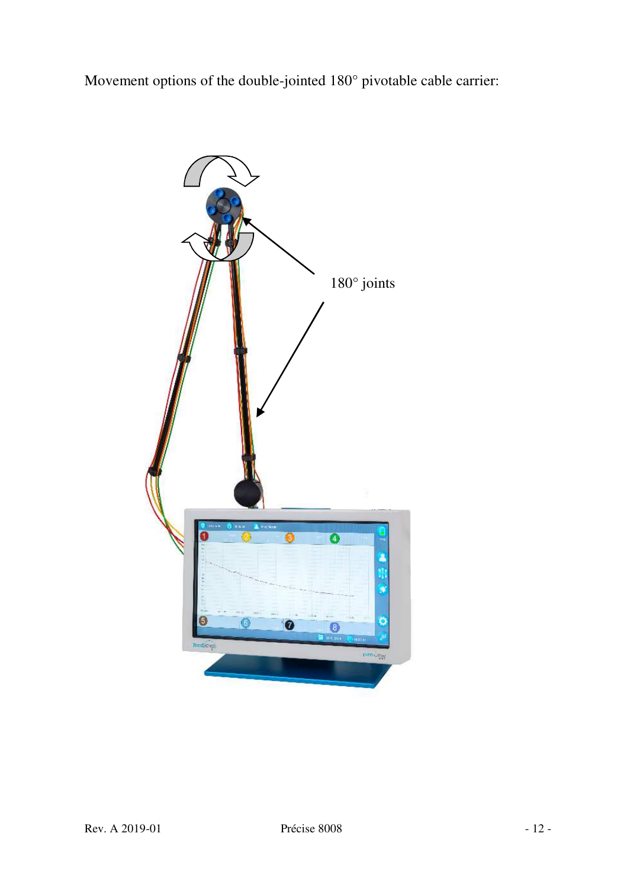Movement options of the double-jointed 180° pivotable cable carrier:

180° joints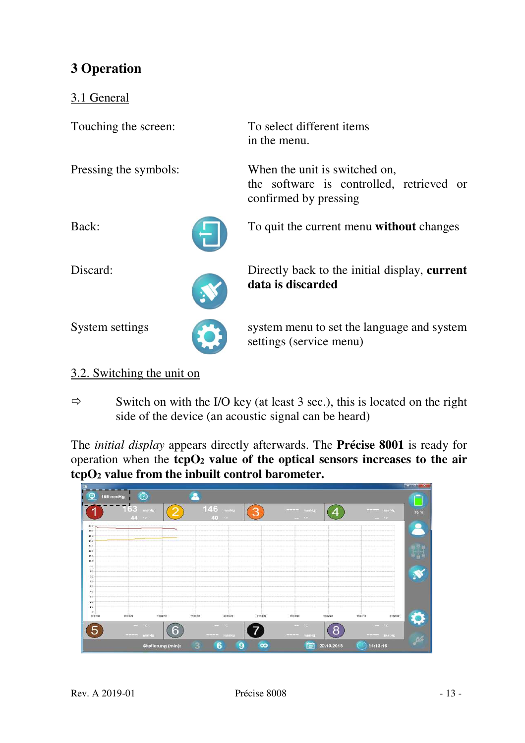# 3 Operation

## 3.1 General

| | | |
|---|---|---|
| Touching the screen: | | To select different items in the menu. |
| Pressing the symbols: | | When the unit is switched on, the software is controlled, retrieved or confirmed by pressing |
| Back: | | To quit the current menu **without** changes |
| Discard: | | Directly back to the initial display, **current data is discarded** |
| System settings | | system menu to set the language and system settings (service menu) |

## 3.2. Switching the unit on

⇨ Switch on with the I/O key (at least 3 sec.), this is located on the right side of the device (an acoustic signal can be heard)

The *initial display* appears directly afterwards. The **Précise 8001** is ready for operation when the **$tcpO_2$ value of the optical sensors increases to the air $tcpO_2$ value from the inbuilt control barometer.**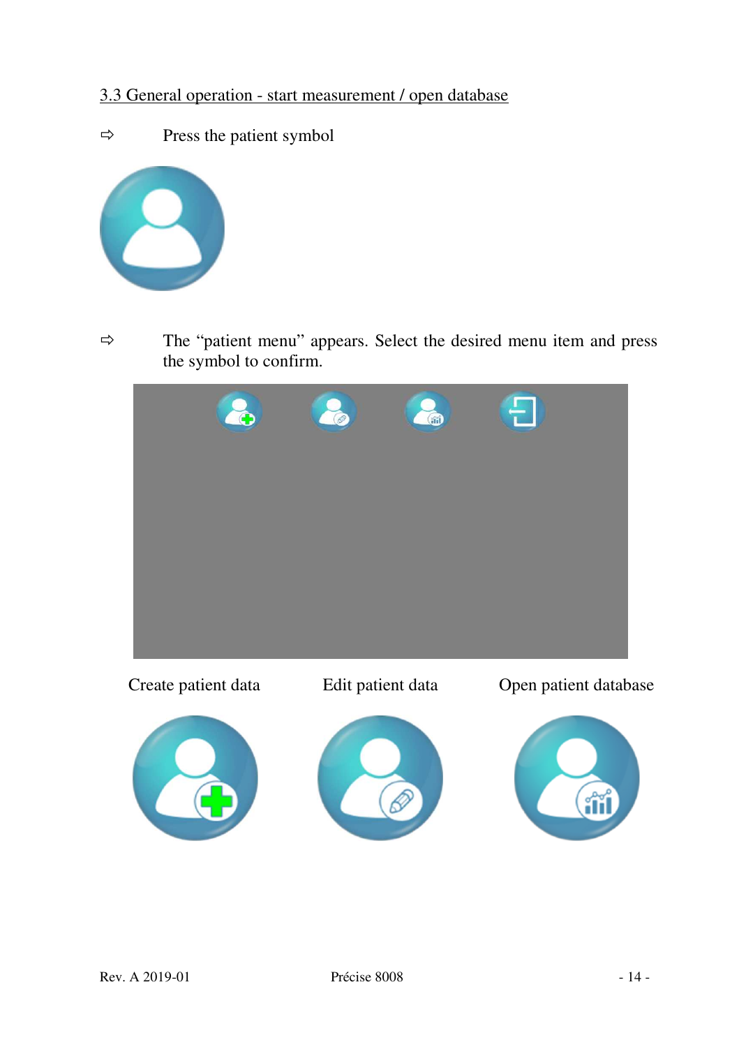### 3.3 General operation - start measurement / open database

⇨ Press the patient symbol

⇨ The “patient menu” appears. Select the desired menu item and press the symbol to confirm.

Create patient data    Edit patient data    Open patient database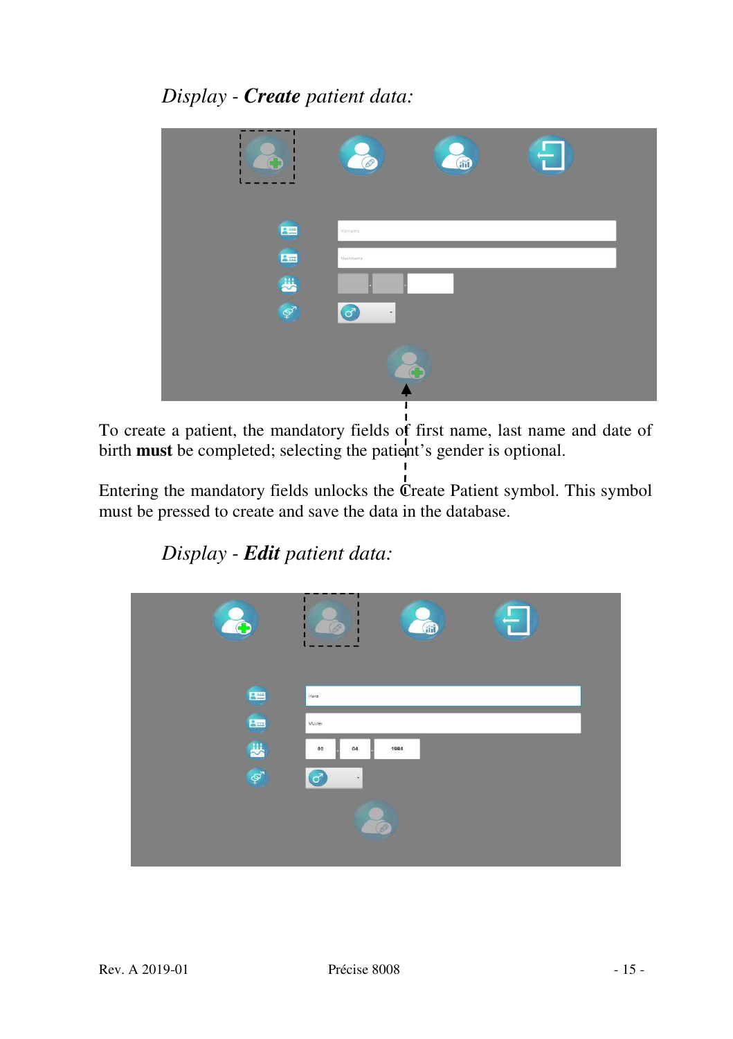*Display - **Create** patient data:*

To create a patient, the mandatory fields of first name, last name and date of birth **must** be completed; selecting the patient's gender is optional.

Entering the mandatory fields unlocks the Create Patient symbol. This symbol must be pressed to create and save the data in the database.

*Display - **Edit** patient data:*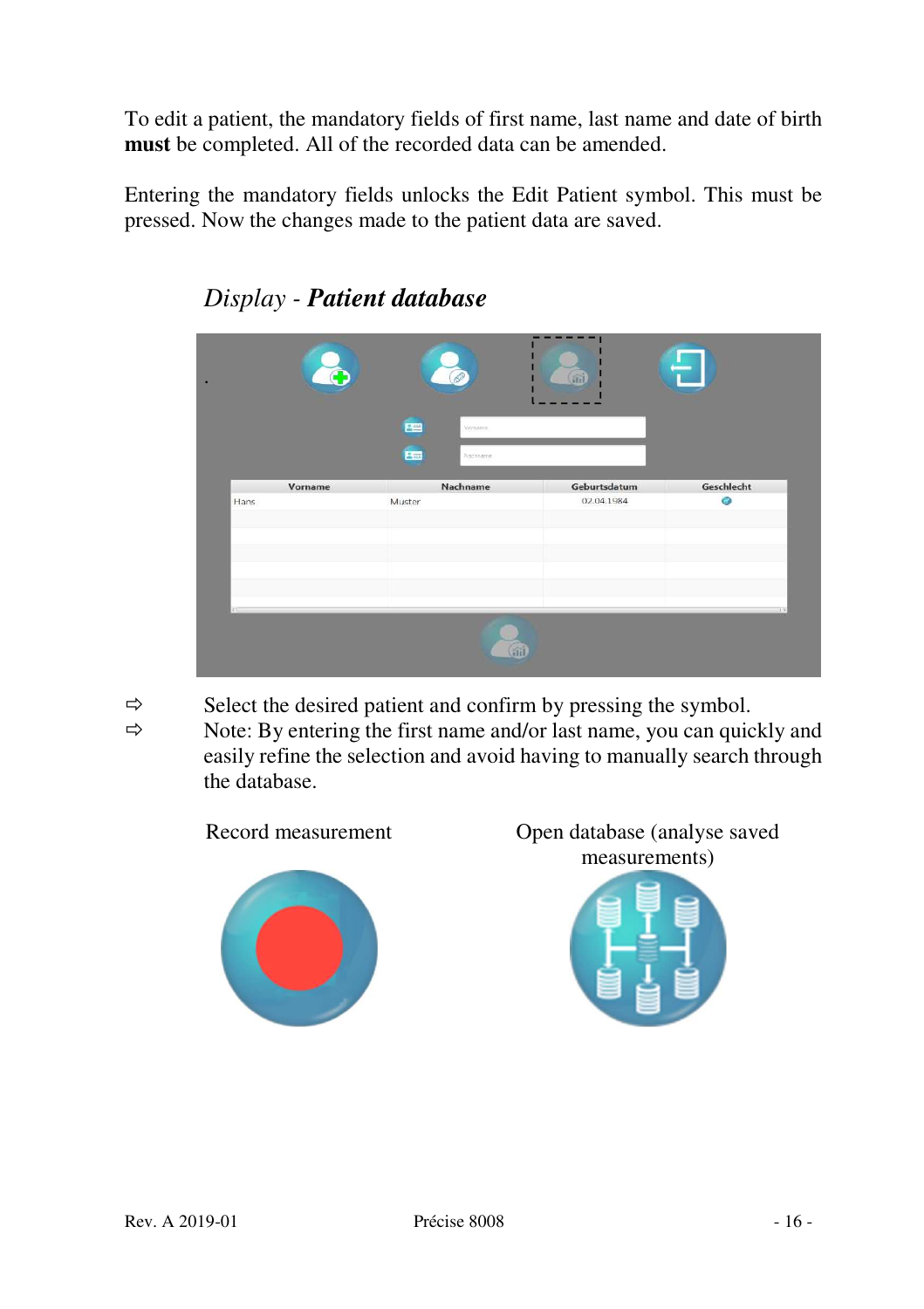To edit a patient, the mandatory fields of first name, last name and date of birth **must** be completed. All of the recorded data can be amended.

Entering the mandatory fields unlocks the Edit Patient symbol. This must be pressed. Now the changes made to the patient data are saved.

### *Display - **Patient database***

⇨ Select the desired patient and confirm by pressing the symbol.

⇨ Note: By entering the first name and/or last name, you can quickly and easily refine the selection and avoid having to manually search through the database.

Record measurement

Open database (analyse saved measurements)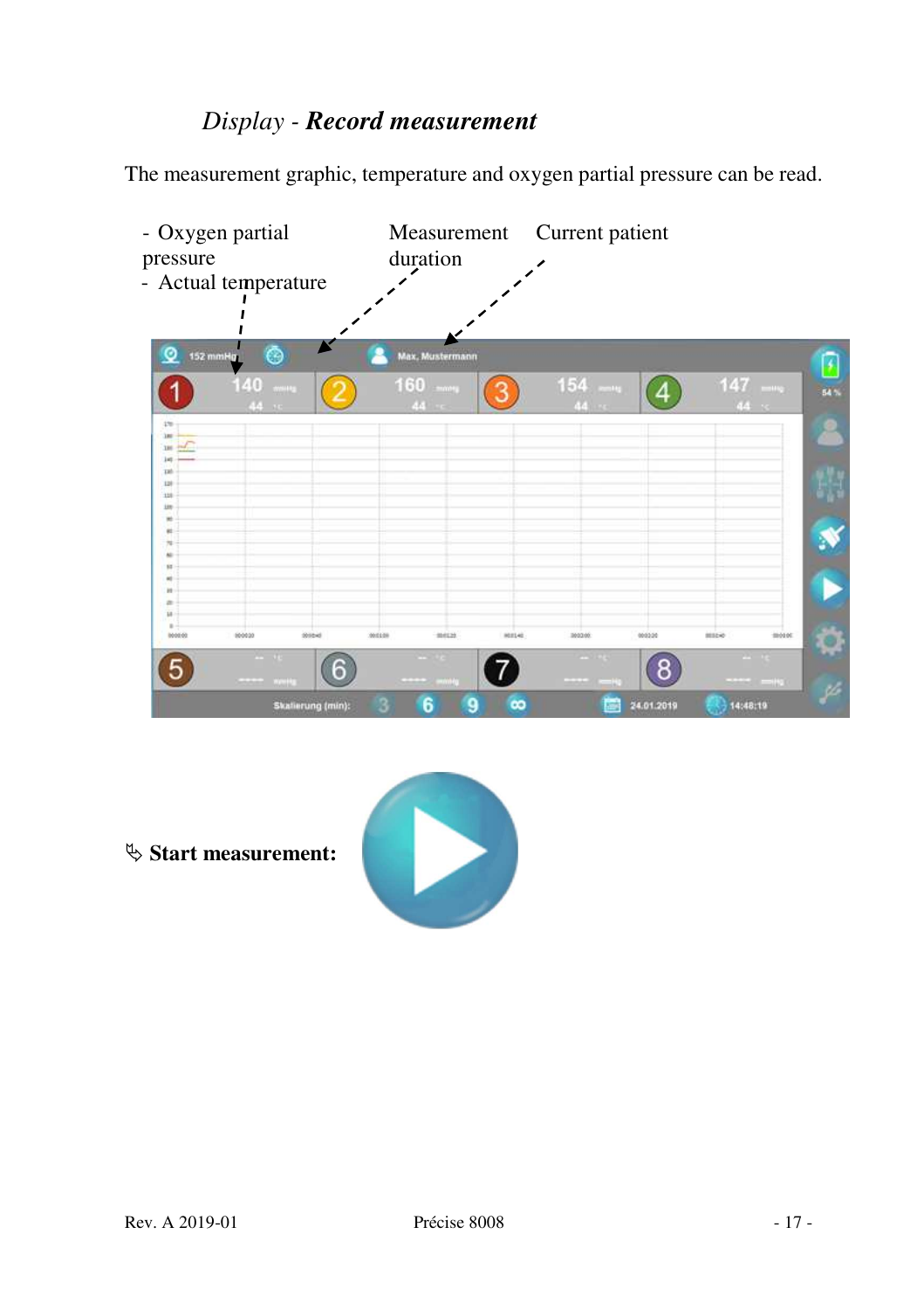## *Display - Record measurement*

The measurement graphic, temperature and oxygen partial pressure can be read.

- Oxygen partial pressure
- Actual temperature

Measurement duration

Current patient

↳ **Start measurement:**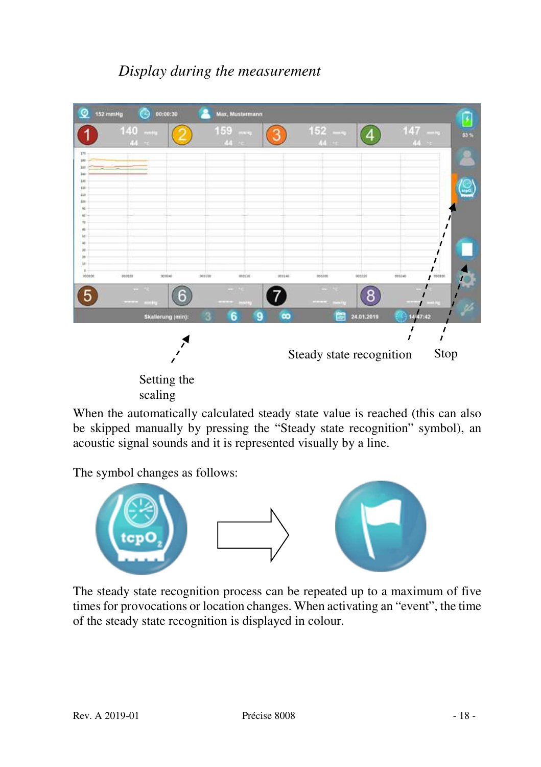*Display during the measurement*

Steady state recognition

Stop

Setting the scaling

When the automatically calculated steady state value is reached (this can also be skipped manually by pressing the “Steady state recognition” symbol), an acoustic signal sounds and it is represented visually by a line.

The symbol changes as follows:

The steady state recognition process can be repeated up to a maximum of five times for provocations or location changes. When activating an “event”, the time of the steady state recognition is displayed in colour.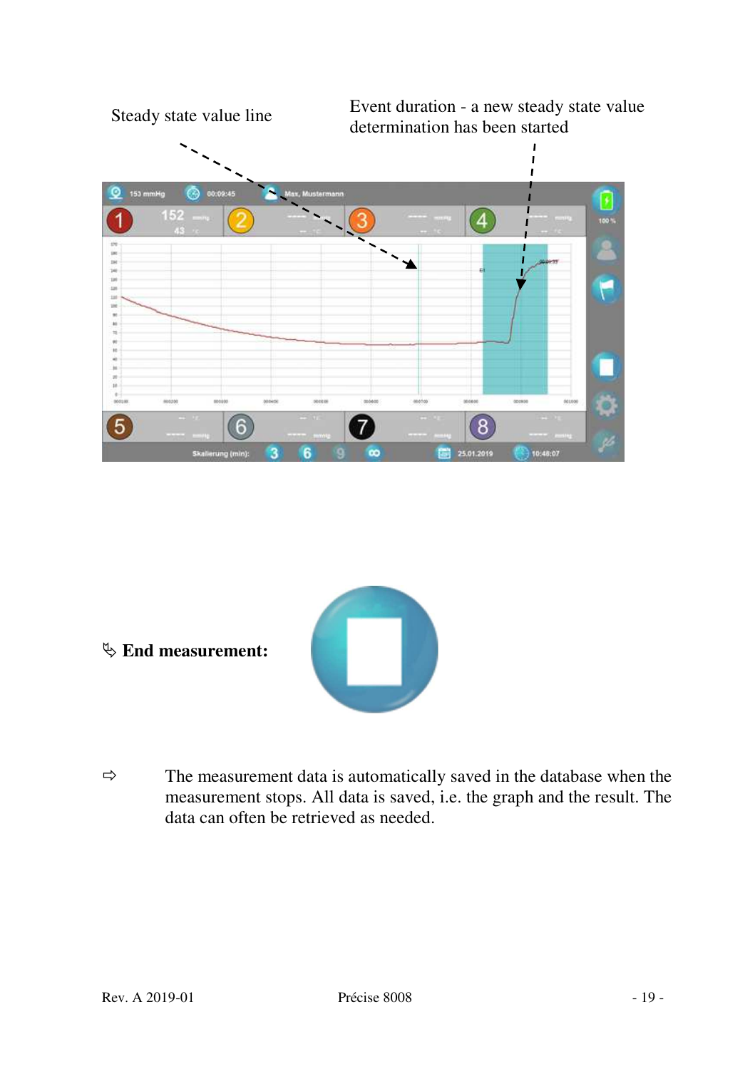Steady state value line

Event duration - a new steady state value determination has been started

↬ **End measurement:**

⇨ The measurement data is automatically saved in the database when the measurement stops. All data is saved, i.e. the graph and the result. The data can often be retrieved as needed.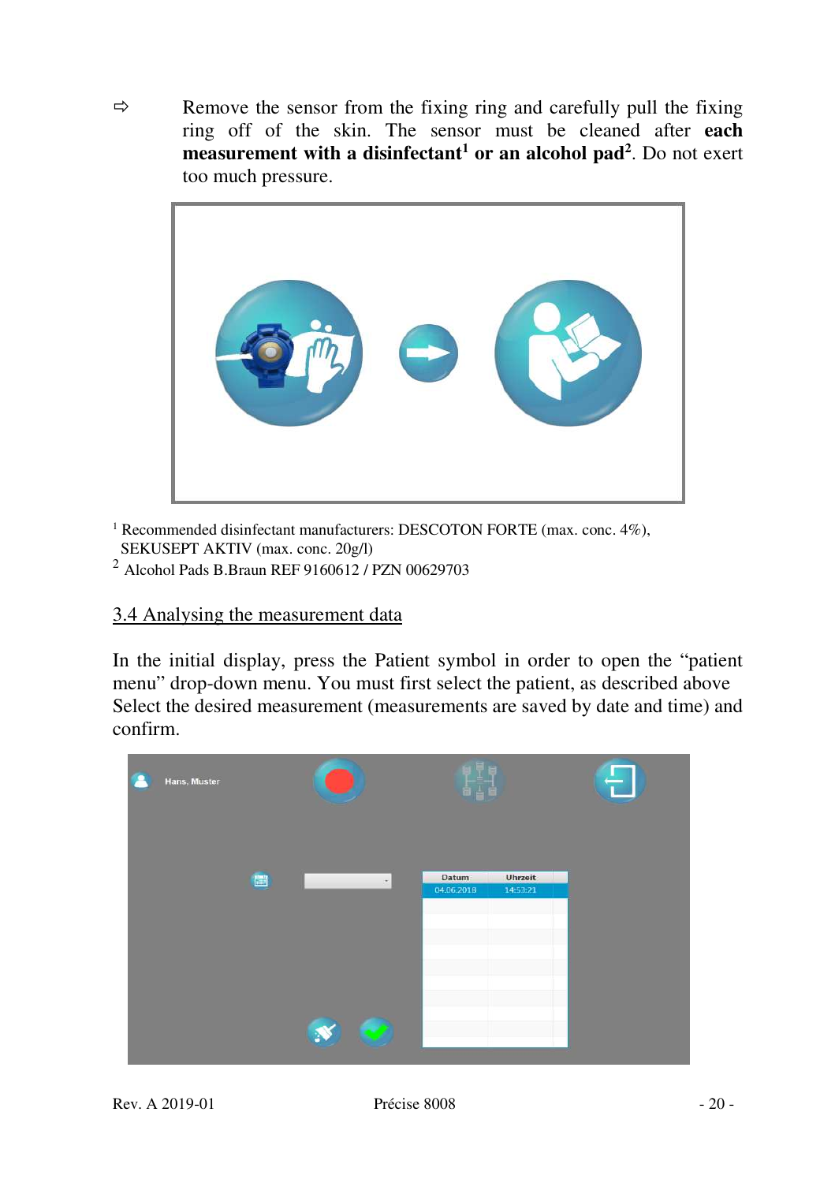⇨ Remove the sensor from the fixing ring and carefully pull the fixing ring off of the skin. The sensor must be cleaned after **each measurement with a disinfectant[1] or an alcohol pad[2]**. Do not exert too much pressure.

[1] Recommended disinfectant manufacturers: DESCOTON FORTE (max. conc. 4%), SEKUSEPT AKTIV (max. conc. 20g/l)

[2] Alcohol Pads B.Braun REF 9160612 / PZN 00629703

## 3.4 Analysing the measurement data

In the initial display, press the Patient symbol in order to open the "patient menu" drop-down menu. You must first select the patient, as described above Select the desired measurement (measurements are saved by date and time) and confirm.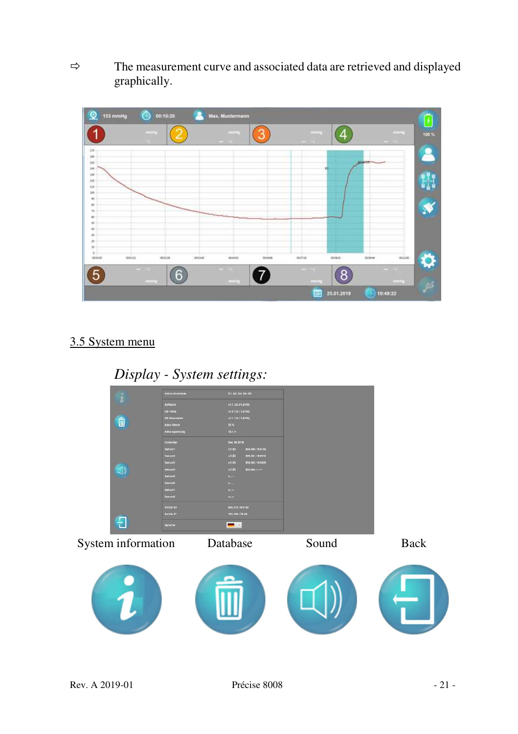⇨ The measurement curve and associated data are retrieved and displayed graphically.

## 3.5 System menu

*Display - System settings:*

System information Database Sound Back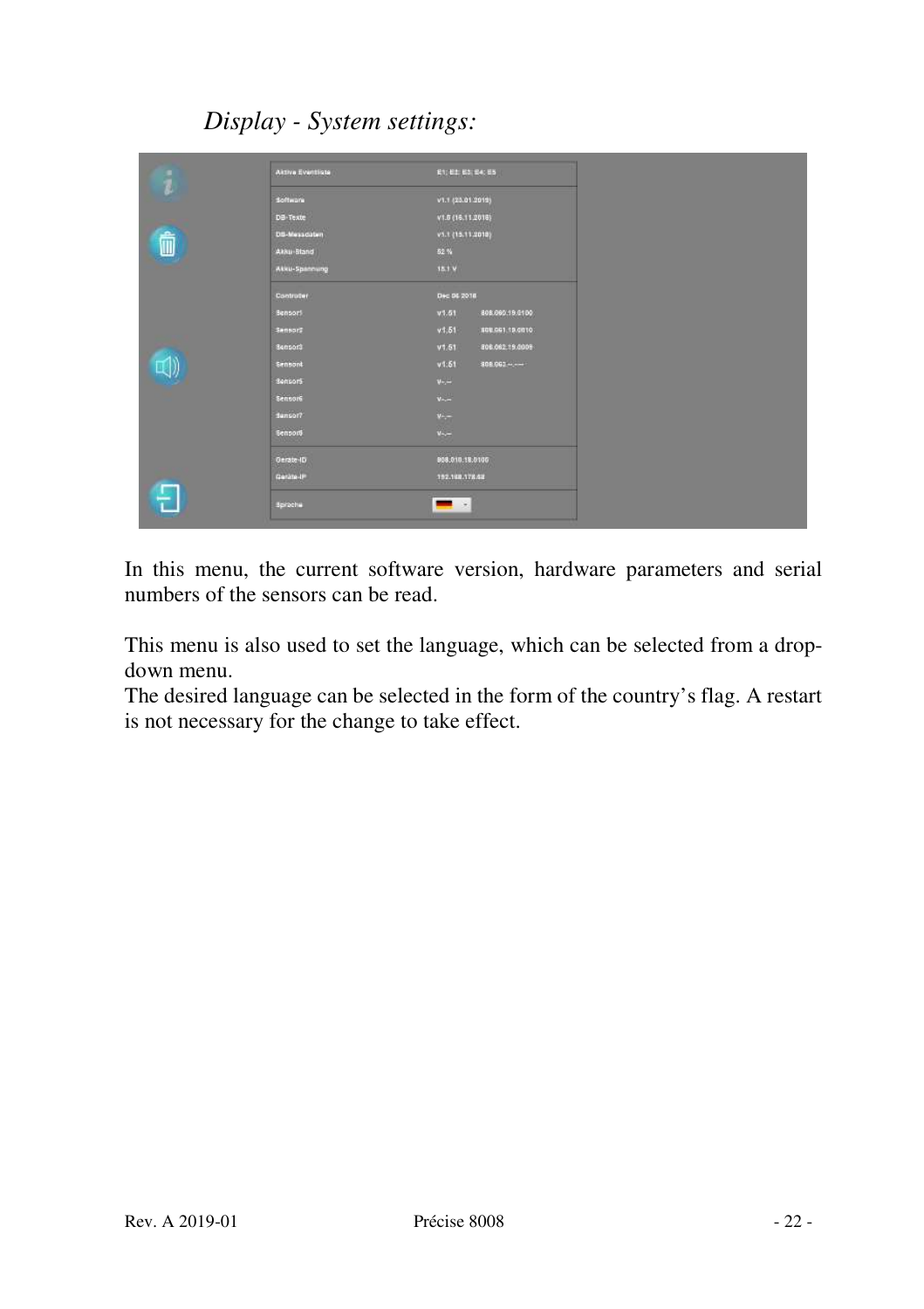*Display - System settings:*

| | | |
|---|---|---|
| Aktive Eventliste | E1; E2; E3; E4; E5 | |
| Software | v1.1 (23.01.2019) | |
| DB-Texte | v1.0 (16.11.2018) | |
| DB-Messdaten | v1.1 (15.11.2018) | |
| Akku-Stand | 52 % | |
| Akku-Spannung | 15.1 V | |
| Controller | Dec 06 2018 | |
| Sensor1 | v1.51 | 808.060.19.0100 |
| Sensor2 | v1.51 | 808.061.19.0010 |
| Sensor3 | v1.51 | 808.062.19.0009 |
| Sensor4 | v1.51 | 808.063.--.---- |
| Sensor5 | V-.-- | |
| Sensor6 | V-.-- | |
| Sensor7 | V-.-- | |
| Sensor8 | V-.-- | |
| Geräte-ID | 808.010.18.0100 | |
| Geräte-IP | 192.168.178.68 | |
| Sprache | | |

In this menu, the current software version, hardware parameters and serial numbers of the sensors can be read.

This menu is also used to set the language, which can be selected from a drop-down menu.
The desired language can be selected in the form of the country's flag. A restart is not necessary for the change to take effect.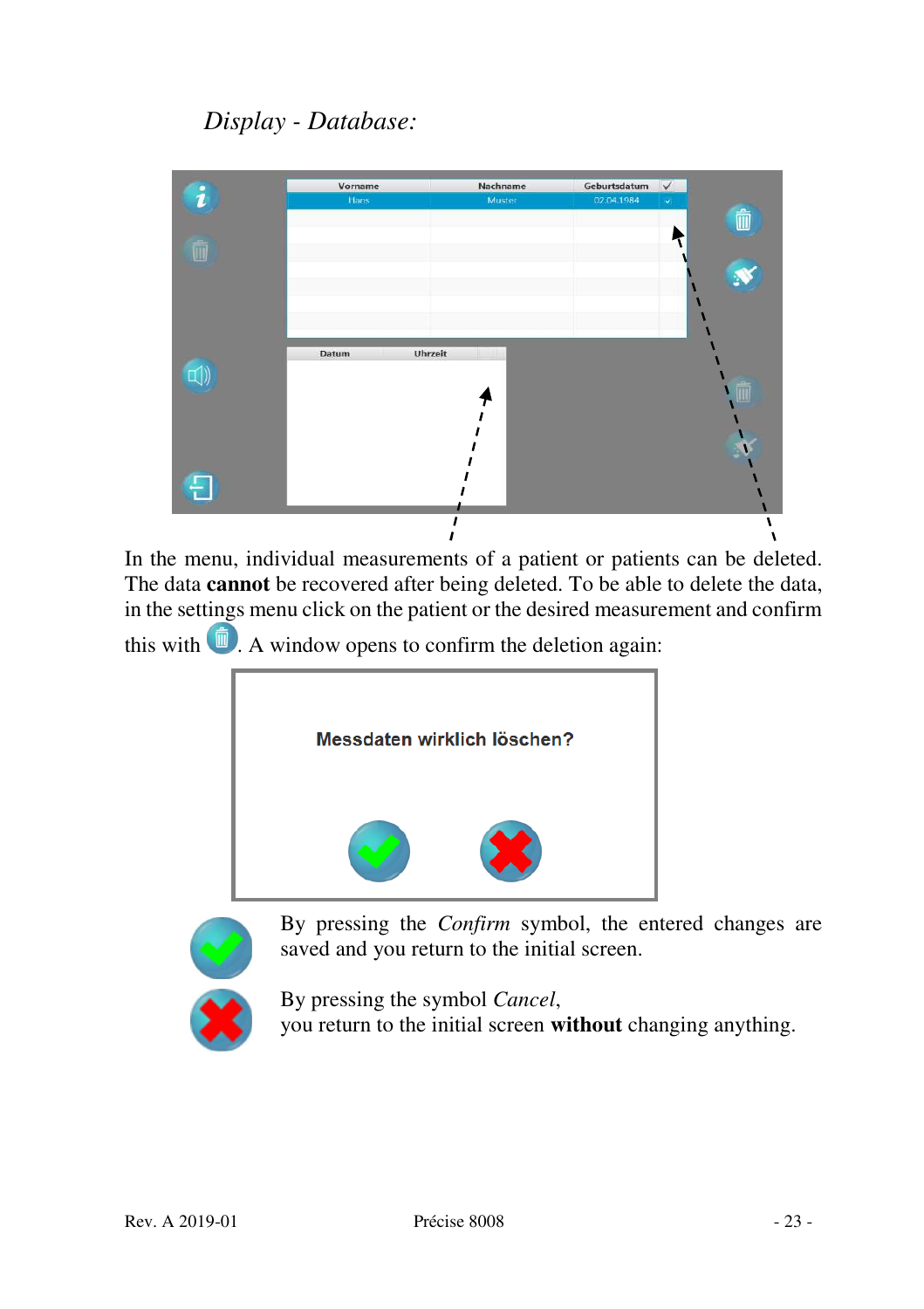*Display - Database:*

In the menu, individual measurements of a patient or patients can be deleted. The data **cannot** be recovered after being deleted. To be able to delete the data, in the settings menu click on the patient or the desired measurement and confirm this with . A window opens to confirm the deletion again:

**Messdaten wirklich löschen?**

By pressing the *Confirm* symbol, the entered changes are saved and you return to the initial screen.

By pressing the symbol *Cancel*,
you return to the initial screen **without** changing anything.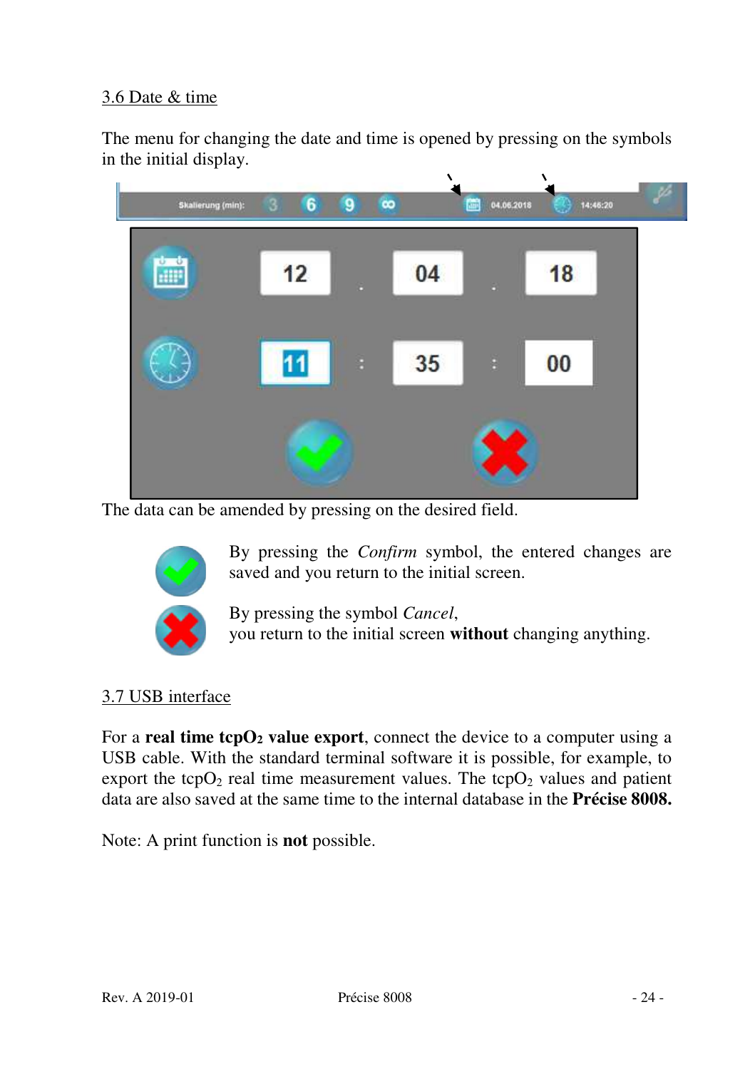## 3.6 Date & time

The menu for changing the date and time is opened by pressing on the symbols in the initial display.

The data can be amended by pressing on the desired field.

By pressing the *Confirm* symbol, the entered changes are saved and you return to the initial screen.

By pressing the symbol *Cancel*,
you return to the initial screen **without** changing anything.

## 3.7 USB interface

For a **real time** $\mathbf{tcpO_2}$ **value export**, connect the device to a computer using a USB cable. With the standard terminal software it is possible, for example, to export the $tcpO_2$ real time measurement values. The $tcpO_2$ values and patient data are also saved at the same time to the internal database in the **Précise 8008.**

Note: A print function is **not** possible.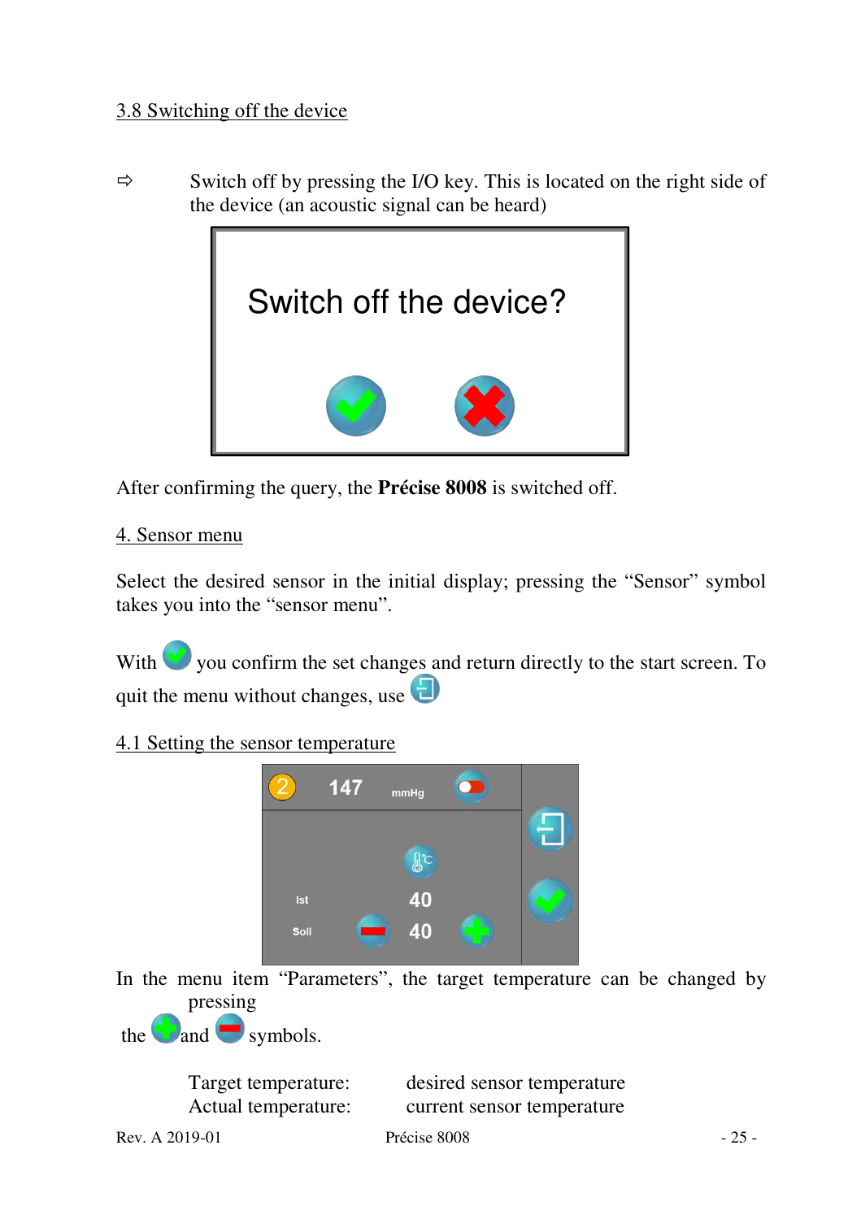## 3.8 Switching off the device

⇨ Switch off by pressing the I/O key. This is located on the right side of the device (an acoustic signal can be heard)

Switch off the device?

After confirming the query, the **Précise 8008** is switched off.

# 4. Sensor menu

Select the desired sensor in the initial display; pressing the "Sensor" symbol takes you into the "sensor menu".

With you confirm the set changes and return directly to the start screen. To quit the menu without changes, use

## 4.1 Setting the sensor temperature

| 2 | 147 | mmHg |
|---|---|---|
| Ist | 40 | |
| Soll | 40 | |

In the menu item "Parameters", the target temperature can be changed by pressing the and symbols.

| | |
|---|---|
| Target temperature: | desired sensor temperature |
| Actual temperature: | current sensor temperature |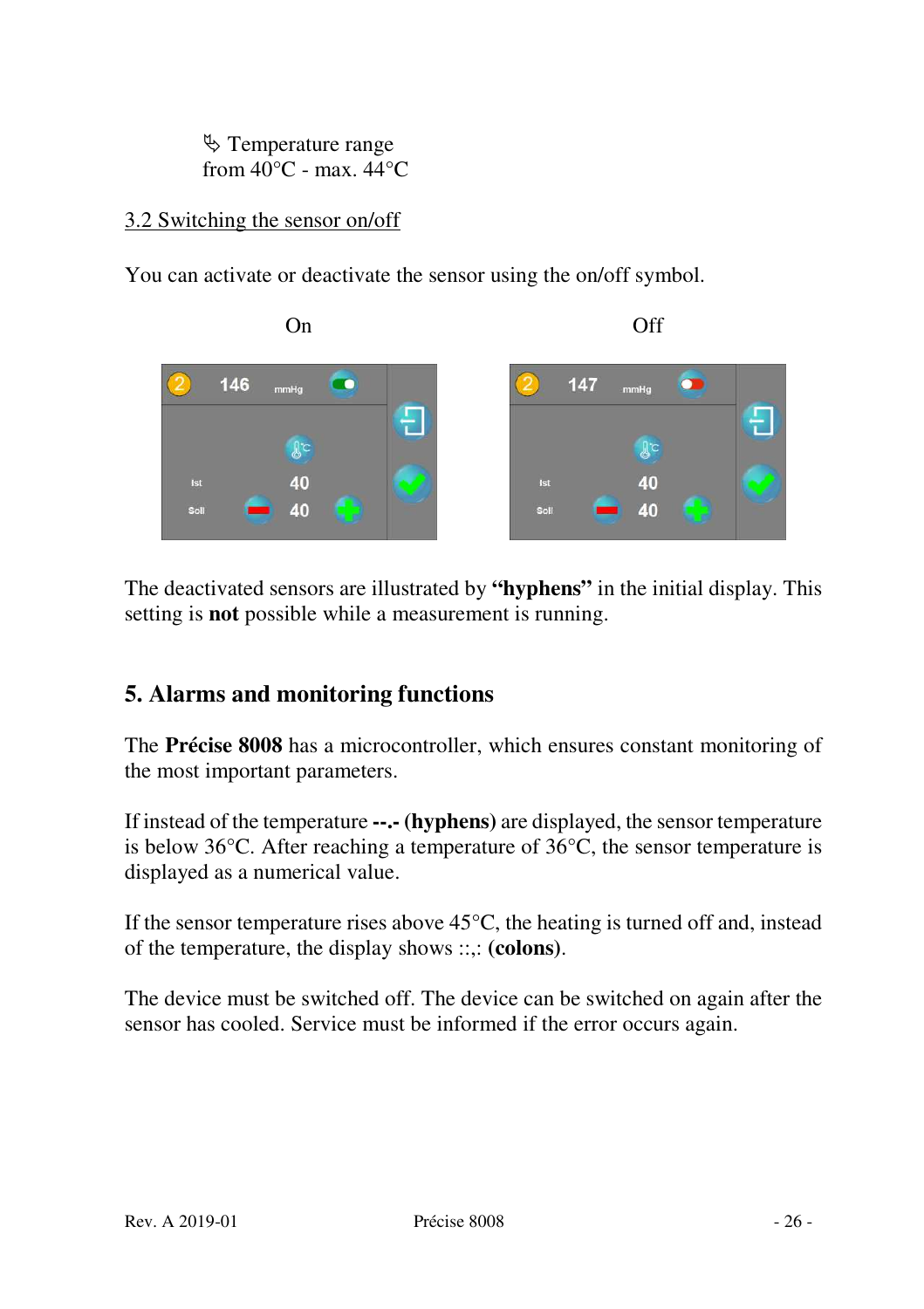↳ Temperature range
from 40°C - max. 44°C

3.2 Switching the sensor on/off

You can activate or deactivate the sensor using the on/off symbol.

On | Off

The deactivated sensors are illustrated by **"hyphens"** in the initial display. This setting is **not** possible while a measurement is running.

## 5. Alarms and monitoring functions

The **Précise 8008** has a microcontroller, which ensures constant monitoring of the most important parameters.

If instead of the temperature **--.- (hyphens)** are displayed, the sensor temperature is below 36°C. After reaching a temperature of 36°C, the sensor temperature is displayed as a numerical value.

If the sensor temperature rises above 45°C, the heating is turned off and, instead of the temperature, the display shows ::,: **(colons)**.

The device must be switched off. The device can be switched on again after the sensor has cooled. Service must be informed if the error occurs again.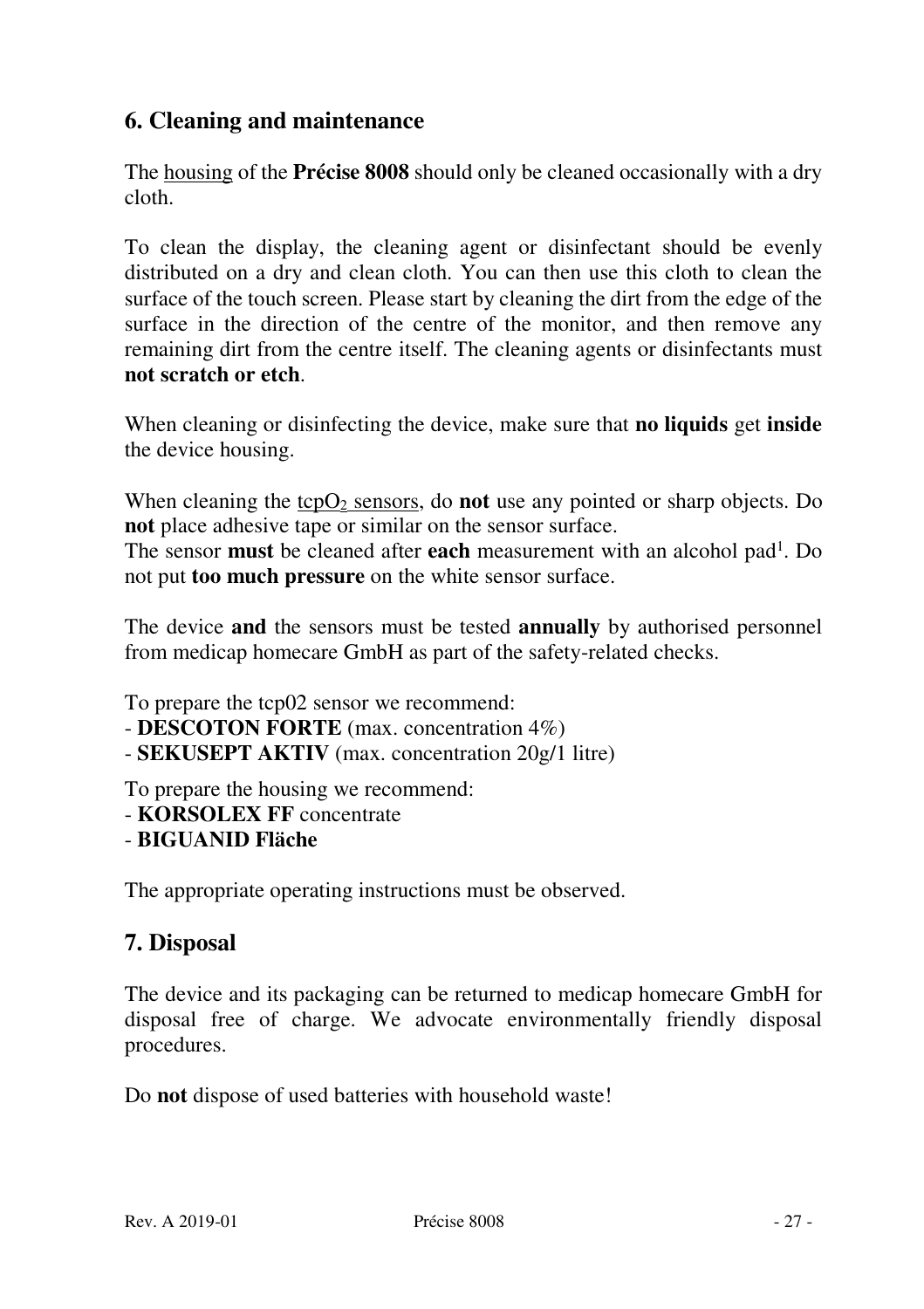## 6. Cleaning and maintenance

The housing of the **Précise 8008** should only be cleaned occasionally with a dry cloth.

To clean the display, the cleaning agent or disinfectant should be evenly distributed on a dry and clean cloth. You can then use this cloth to clean the surface of the touch screen. Please start by cleaning the dirt from the edge of the surface in the direction of the centre of the monitor, and then remove any remaining dirt from the centre itself. The cleaning agents or disinfectants must **not scratch or etch**.

When cleaning or disinfecting the device, make sure that **no liquids** get **inside** the device housing.

When cleaning the $tcpO_2$ sensors, do **not** use any pointed or sharp objects. Do **not** place adhesive tape or similar on the sensor surface.
The sensor **must** be cleaned after **each** measurement with an alcohol pad[1]. Do not put **too much pressure** on the white sensor surface.

The device **and** the sensors must be tested **annually** by authorised personnel from medicap homecare GmbH as part of the safety-related checks.

To prepare the tcp02 sensor we recommend:
- **DESCOTON FORTE** (max. concentration 4%)
- **SEKUSEPT AKTIV** (max. concentration 20g/1 litre)

To prepare the housing we recommend:
- **KORSOLEX FF** concentrate
- **BIGUANID Fläche**

The appropriate operating instructions must be observed.

## 7. Disposal

The device and its packaging can be returned to medicap homecare GmbH for disposal free of charge. We advocate environmentally friendly disposal procedures.

Do **not** dispose of used batteries with household waste!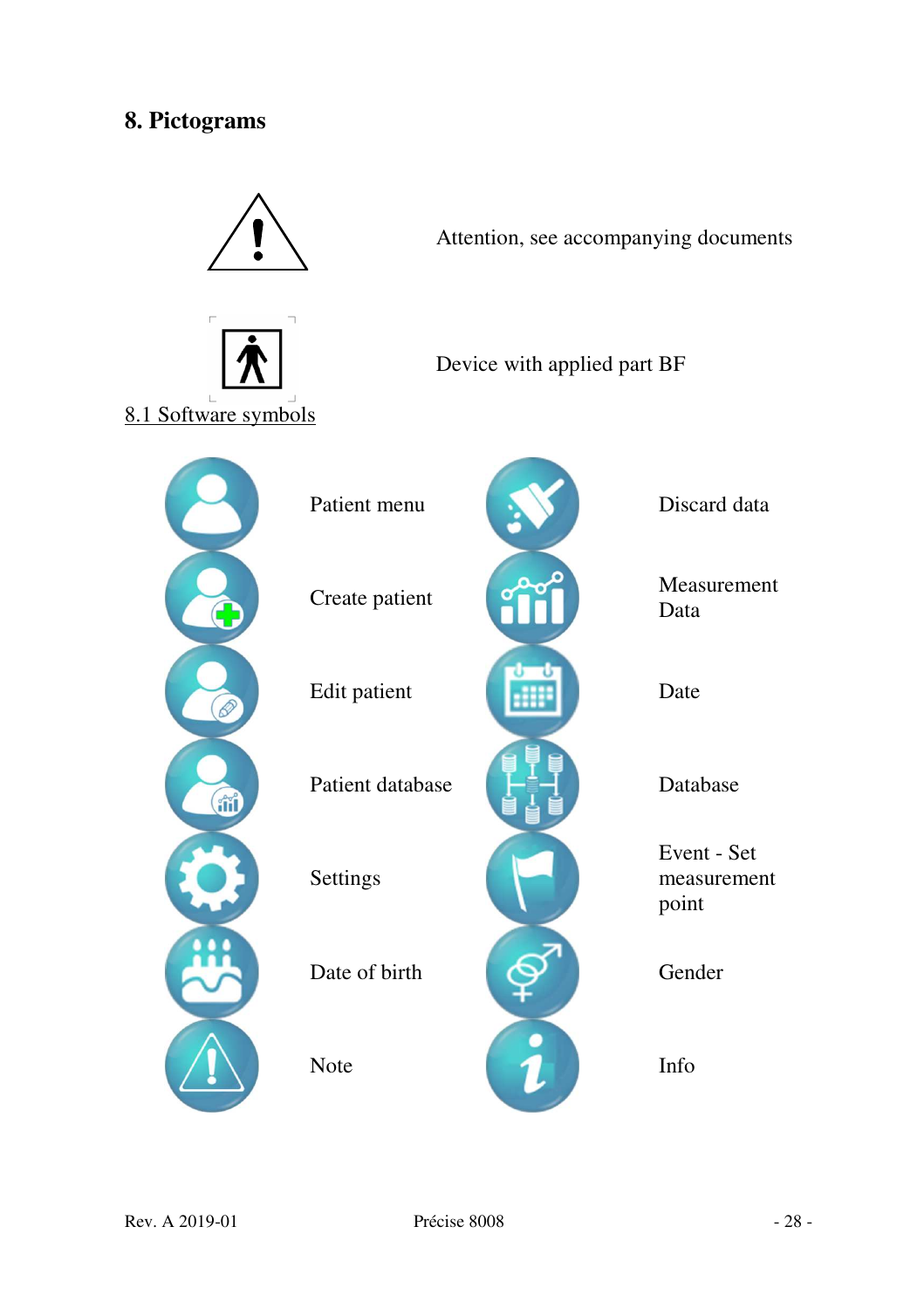# 8. Pictograms

Attention, see accompanying documents

Device with applied part BF

## 8.1 Software symbols

| | |
|---|---|
| Patient menu | Discard data |
| Create patient | Measurement Data |
| Edit patient | Date |
| Patient database | Database |
| Settings | Event - Set measurement point |
| Date of birth | Gender |
| Note | Info |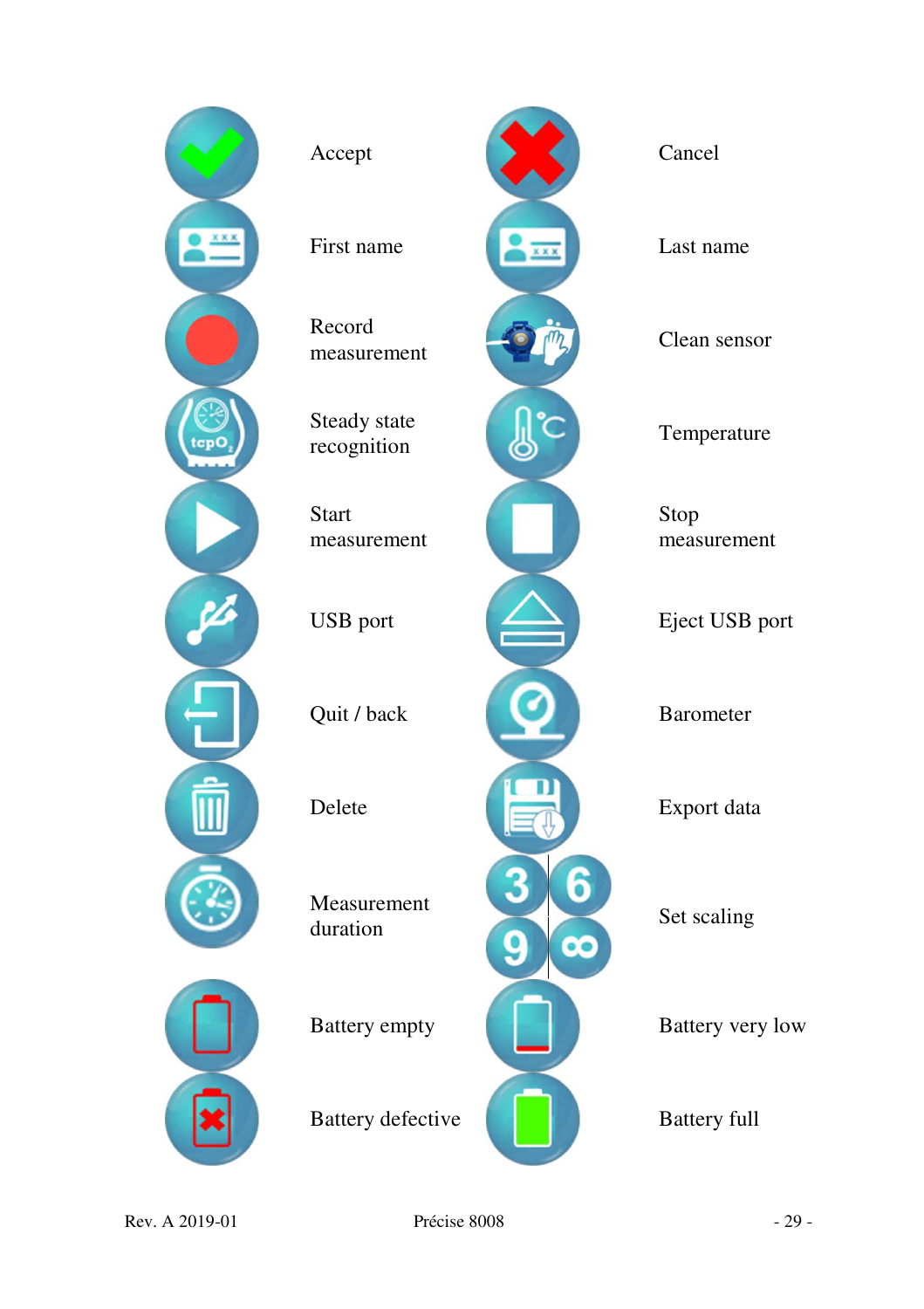| Icon | Description | Icon | Description |
|---|---|---|---|
| | Accept | | Cancel |
| | First name | | Last name |
| | Record measurement | | Clean sensor |
| | Steady state recognition | | Temperature |
| | Start measurement | | Stop measurement |
| | USB port | | Eject USB port |
| | Quit / back | | Barometer |
| | Delete | | Export data |
| | Measurement duration | | Set scaling |
| | Battery empty | | Battery very low |
| | Battery defective | | Battery full |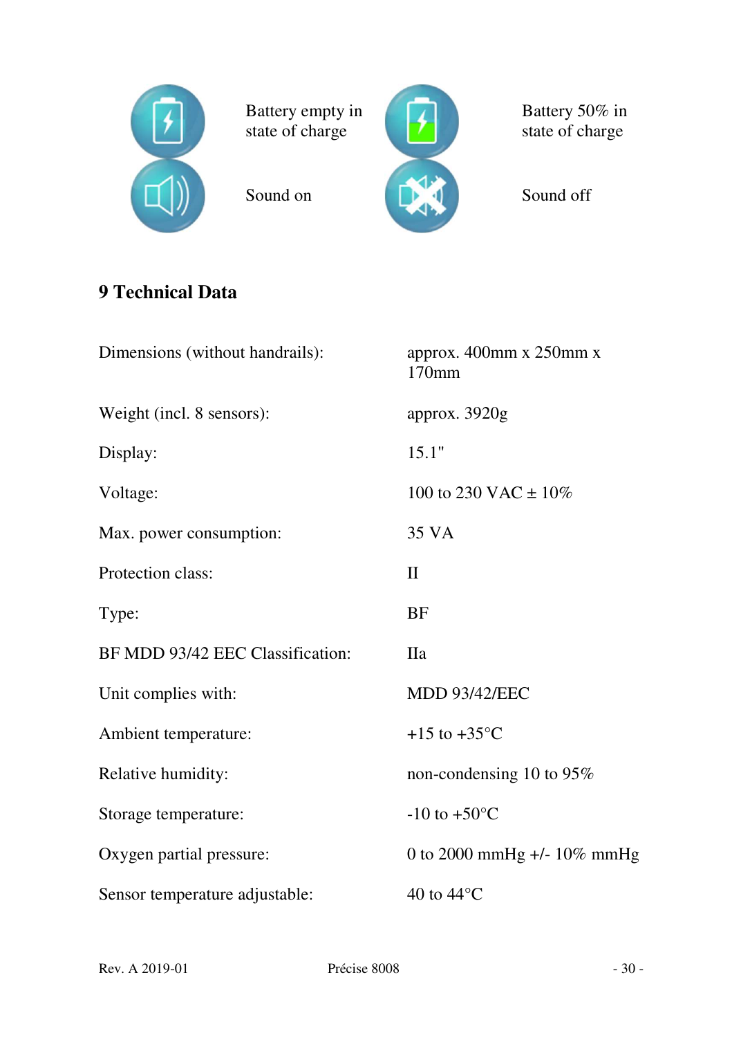| | |
|---|---|
| Battery empty in state of charge | Battery 50% in state of charge |
| Sound on | Sound off |

## 9 Technical Data

| | |
|---|---|
| Dimensions (without handrails): | approx. 400mm x 250mm x 170mm |
| Weight (incl. 8 sensors): | approx. 3920g |
| Display: | 15.1" |
| Voltage: | 100 to 230 VAC ± 10% |
| Max. power consumption: | 35 VA |
| Protection class: | II |
| Type: | BF |
| BF MDD 93/42 EEC Classification: | IIa |
| Unit complies with: | MDD 93/42/EEC |
| Ambient temperature: | +15 to +35°C |
| Relative humidity: | non-condensing 10 to 95% |
| Storage temperature: | -10 to +50°C |
| Oxygen partial pressure: | 0 to 2000 mmHg +/- 10% mmHg |
| Sensor temperature adjustable: | 40 to 44°C |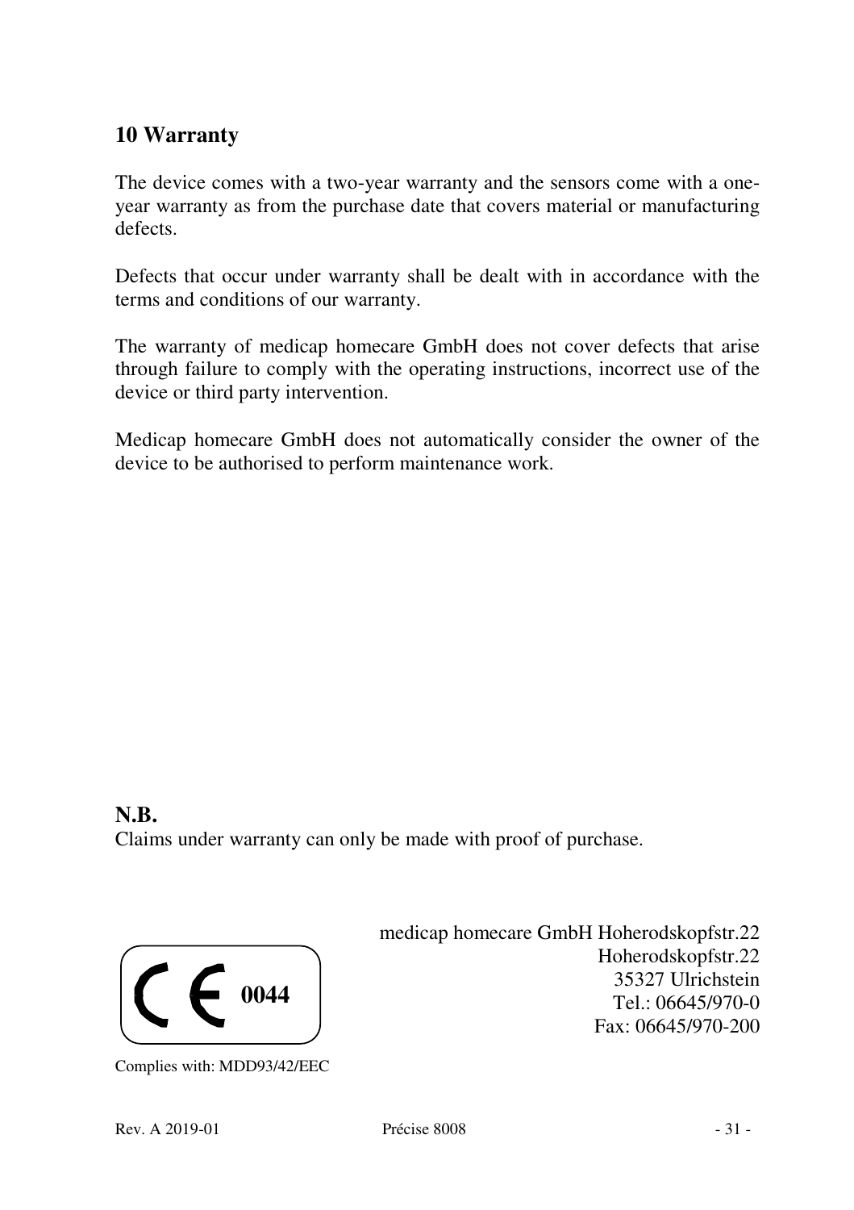## 10 Warranty

The device comes with a two-year warranty and the sensors come with a one-year warranty as from the purchase date that covers material or manufacturing defects.

Defects that occur under warranty shall be dealt with in accordance with the terms and conditions of our warranty.

The warranty of medicap homecare GmbH does not cover defects that arise through failure to comply with the operating instructions, incorrect use of the device or third party intervention.

Medicap homecare GmbH does not automatically consider the owner of the device to be authorised to perform maintenance work.

**N.B.**
Claims under warranty can only be made with proof of purchase.

CE **0044**

Complies with: MDD93/42/EEC

medicap homecare GmbH Hoherodskopfstr.22
Hoherodskopfstr.22
35327 Ulrichstein
Tel.: 06645/970-0
Fax: 06645/970-200